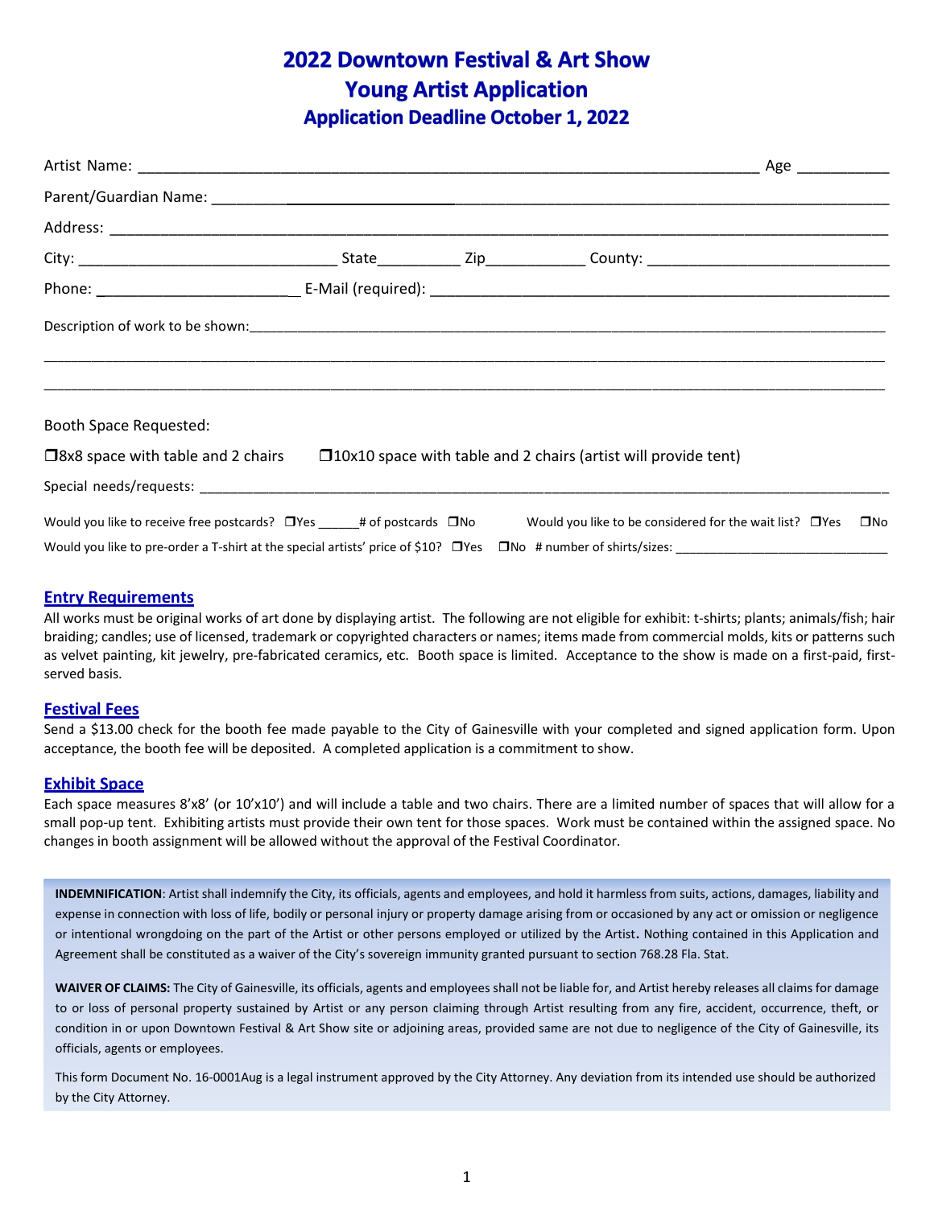# 2022 Downtown Festival & Art Show
## Young Artist Application
### Application Deadline October 1, 2022

Artist Name: ______________________________________________________________________ Age __________

Parent/Guardian Name: _______________________________________________________________________________

Address: _________________________________________________________________________________________

City: _____________________________ State_________ Zip___________ County: ___________________________

Phone: ______________________ E-Mail (required): ____________________________________________________

Description of work to be shown:__________________________________________________________________

_________________________________________________________________________________________________

_________________________________________________________________________________________________

Booth Space Requested:

❒8x8 space with table and 2 chairs ❒10x10 space with table and 2 chairs (artist will provide tent)

Special needs/requests: __________________________________________________________________________

Would you like to receive free postcards? ❒Yes _____# of postcards ❒No Would you like to be considered for the wait list? ❒Yes ❒No

Would you like to pre-order a T-shirt at the special artists' price of $10? ❒Yes ❒No # number of shirts/sizes: ____________________________

## Entry Requirements

All works must be original works of art done by displaying artist. The following are not eligible for exhibit: t-shirts; plants; animals/fish; hair braiding; candles; use of licensed, trademark or copyrighted characters or names; items made from commercial molds, kits or patterns such as velvet painting, kit jewelry, pre-fabricated ceramics, etc. Booth space is limited. Acceptance to the show is made on a first-paid, first-served basis.

## Festival Fees

Send a $13.00 check for the booth fee made payable to the City of Gainesville with your completed and signed application form. Upon acceptance, the booth fee will be deposited. A completed application is a commitment to show.

## Exhibit Space

Each space measures 8'x8' (or 10'x10') and will include a table and two chairs. There are a limited number of spaces that will allow for a small pop-up tent. Exhibiting artists must provide their own tent for those spaces. Work must be contained within the assigned space. No changes in booth assignment will be allowed without the approval of the Festival Coordinator.

**INDEMNIFICATION**: Artist shall indemnify the City, its officials, agents and employees, and hold it harmless from suits, actions, damages, liability and expense in connection with loss of life, bodily or personal injury or property damage arising from or occasioned by any act or omission or negligence or intentional wrongdoing on the part of the Artist or other persons employed or utilized by the Artist**.** Nothing contained in this Application and Agreement shall be constituted as a waiver of the City's sovereign immunity granted pursuant to section 768.28 Fla. Stat.

**WAIVER OF CLAIMS:** The City of Gainesville, its officials, agents and employees shall not be liable for, and Artist hereby releases all claims for damage to or loss of personal property sustained by Artist or any person claiming through Artist resulting from any fire, accident, occurrence, theft, or condition in or upon Downtown Festival & Art Show site or adjoining areas, provided same are not due to negligence of the City of Gainesville, its officials, agents or employees.

This form Document No. 16-0001Aug is a legal instrument approved by the City Attorney. Any deviation from its intended use should be authorized by the City Attorney.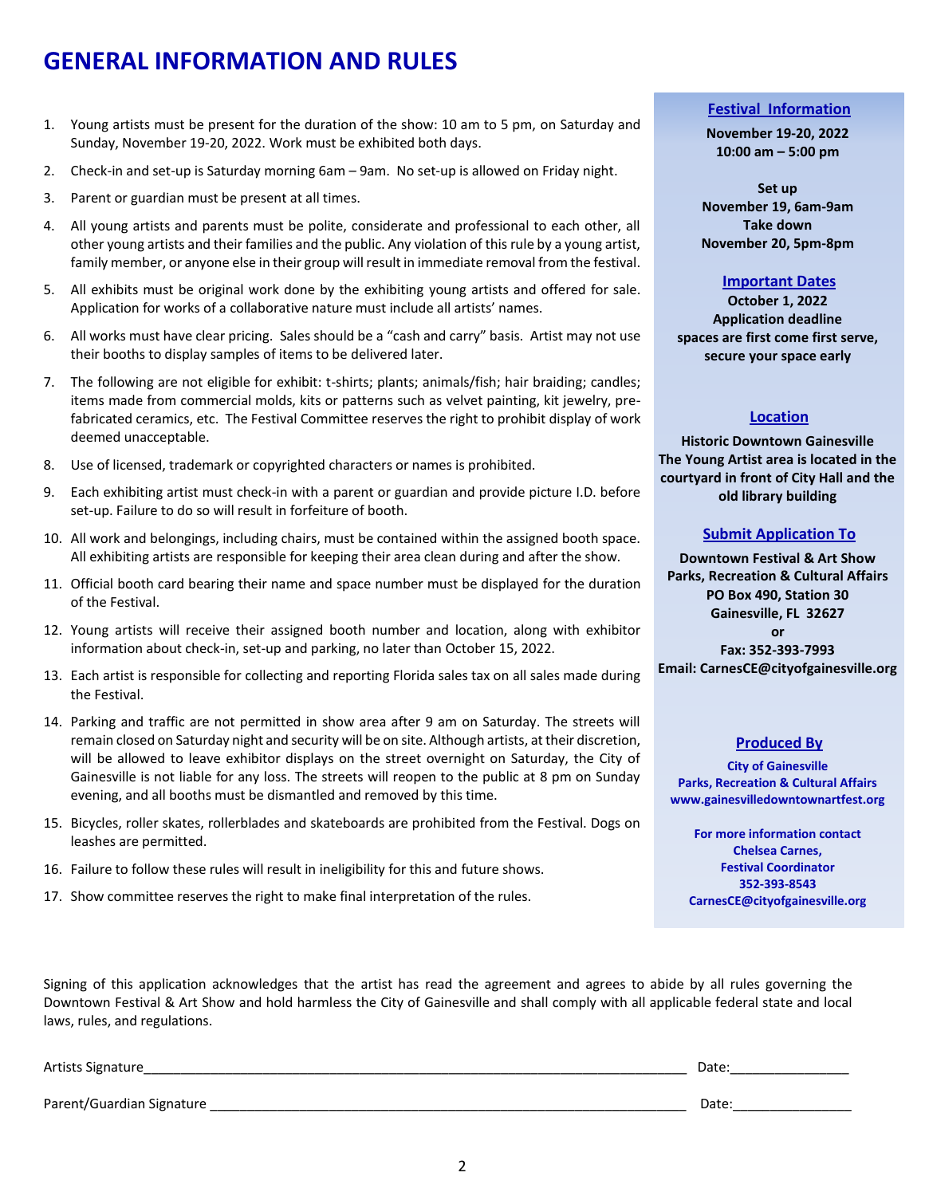# GENERAL INFORMATION AND RULES

1. Young artists must be present for the duration of the show: 10 am to 5 pm, on Saturday and Sunday, November 19-20, 2022. Work must be exhibited both days.
2. Check-in and set-up is Saturday morning 6am – 9am. No set-up is allowed on Friday night.
3. Parent or guardian must be present at all times.
4. All young artists and parents must be polite, considerate and professional to each other, all other young artists and their families and the public. Any violation of this rule by a young artist, family member, or anyone else in their group will result in immediate removal from the festival.
5. All exhibits must be original work done by the exhibiting young artists and offered for sale. Application for works of a collaborative nature must include all artists' names.
6. All works must have clear pricing. Sales should be a "cash and carry" basis. Artist may not use their booths to display samples of items to be delivered later.
7. The following are not eligible for exhibit: t-shirts; plants; animals/fish; hair braiding; candles; items made from commercial molds, kits or patterns such as velvet painting, kit jewelry, pre-fabricated ceramics, etc. The Festival Committee reserves the right to prohibit display of work deemed unacceptable.
8. Use of licensed, trademark or copyrighted characters or names is prohibited.
9. Each exhibiting artist must check-in with a parent or guardian and provide picture I.D. before set-up. Failure to do so will result in forfeiture of booth.
10. All work and belongings, including chairs, must be contained within the assigned booth space. All exhibiting artists are responsible for keeping their area clean during and after the show.
11. Official booth card bearing their name and space number must be displayed for the duration of the Festival.
12. Young artists will receive their assigned booth number and location, along with exhibitor information about check-in, set-up and parking, no later than October 15, 2022.
13. Each artist is responsible for collecting and reporting Florida sales tax on all sales made during the Festival.
14. Parking and traffic are not permitted in show area after 9 am on Saturday. The streets will remain closed on Saturday night and security will be on site. Although artists, at their discretion, will be allowed to leave exhibitor displays on the street overnight on Saturday, the City of Gainesville is not liable for any loss. The streets will reopen to the public at 8 pm on Sunday evening, and all booths must be dismantled and removed by this time.
15. Bicycles, roller skates, rollerblades and skateboards are prohibited from the Festival. Dogs on leashes are permitted.
16. Failure to follow these rules will result in ineligibility for this and future shows.
17. Show committee reserves the right to make final interpretation of the rules.

## Festival Information

**November 19-20, 2022**
**10:00 am – 5:00 pm**

**Set up**
**November 19, 6am-9am**
**Take down**
**November 20, 5pm-8pm**

## Important Dates

**October 1, 2022**
**Application deadline**
**spaces are first come first serve, secure your space early**

## Location

**Historic Downtown Gainesville**
**The Young Artist area is located in the courtyard in front of City Hall and the old library building**

## Submit Application To

**Downtown Festival & Art Show**
**Parks, Recreation & Cultural Affairs**
**PO Box 490, Station 30**
**Gainesville, FL 32627**
**or**
**Fax: 352-393-7993**
**Email: CarnesCE@cityofgainesville.org**

## Produced By

**City of Gainesville**
**Parks, Recreation & Cultural Affairs**
**www.gainesvilledowntownartfest.org**

**For more information contact**
**Chelsea Carnes,**
**Festival Coordinator**
**352-393-8543**
**CarnesCE@cityofgainesville.org**

Signing of this application acknowledges that the artist has read the agreement and agrees to abide by all rules governing the Downtown Festival & Art Show and hold harmless the City of Gainesville and shall comply with all applicable federal state and local laws, rules, and regulations.

Artists Signature\_\_\_\_\_\_\_\_\_\_\_\_\_\_\_\_\_\_\_\_\_\_\_\_\_\_\_\_\_\_\_\_\_\_\_\_\_\_\_\_\_\_\_\_\_\_\_\_\_\_ Date:\_\_\_\_\_\_\_\_\_\_\_\_\_\_\_\_

Parent/Guardian Signature \_\_\_\_\_\_\_\_\_\_\_\_\_\_\_\_\_\_\_\_\_\_\_\_\_\_\_\_\_\_\_\_\_\_\_\_\_\_\_\_\_\_\_\_ Date:\_\_\_\_\_\_\_\_\_\_\_\_\_\_\_\_